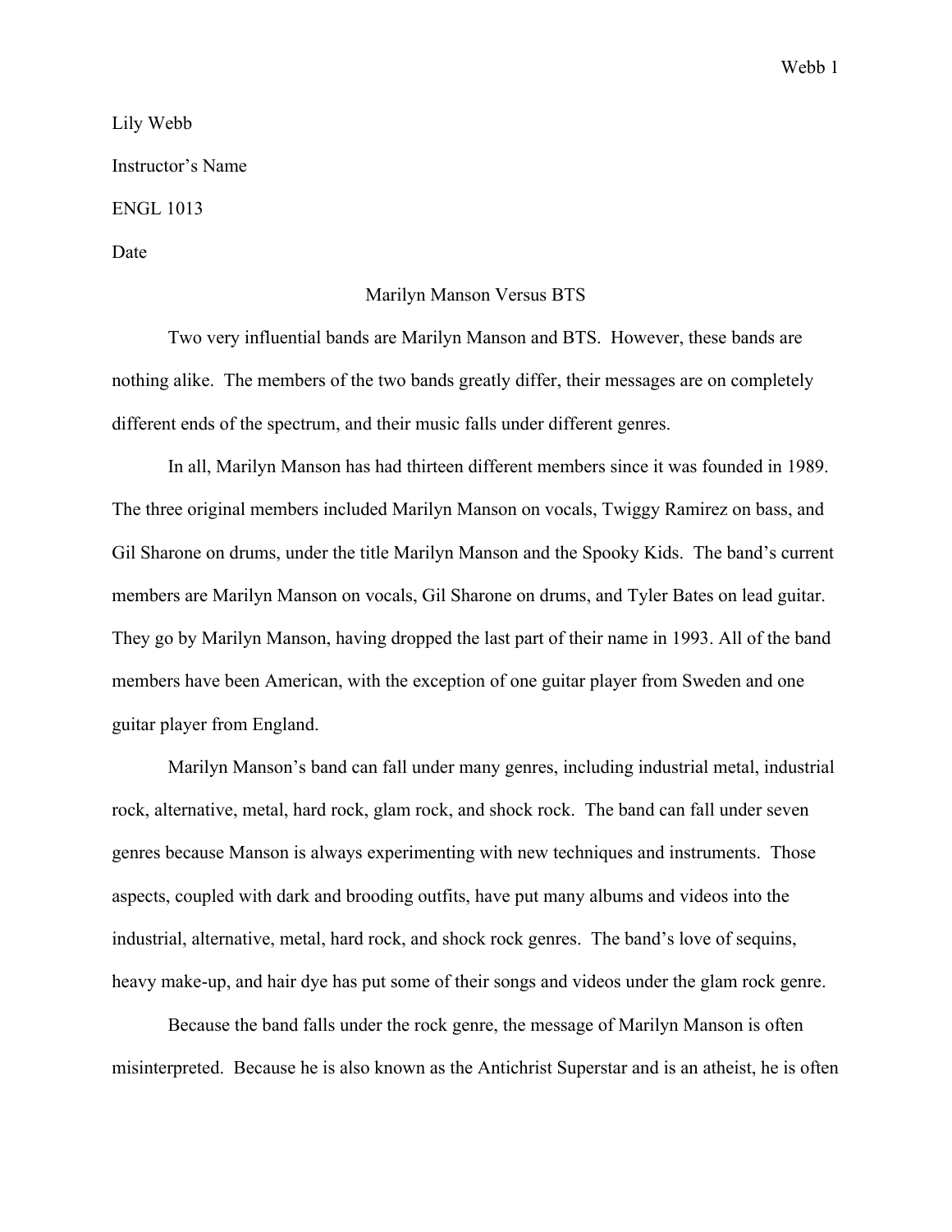Lily Webb

Instructor's Name

ENGL 1013

Date

# Marilyn Manson Versus BTS

Two very influential bands are Marilyn Manson and BTS. However, these bands are nothing alike. The members of the two bands greatly differ, their messages are on completely different ends of the spectrum, and their music falls under different genres.

In all, Marilyn Manson has had thirteen different members since it was founded in 1989. The three original members included Marilyn Manson on vocals, Twiggy Ramirez on bass, and Gil Sharone on drums, under the title Marilyn Manson and the Spooky Kids. The band's current members are Marilyn Manson on vocals, Gil Sharone on drums, and Tyler Bates on lead guitar. They go by Marilyn Manson, having dropped the last part of their name in 1993. All of the band members have been American, with the exception of one guitar player from Sweden and one guitar player from England.

Marilyn Manson's band can fall under many genres, including industrial metal, industrial rock, alternative, metal, hard rock, glam rock, and shock rock. The band can fall under seven genres because Manson is always experimenting with new techniques and instruments. Those aspects, coupled with dark and brooding outfits, have put many albums and videos into the industrial, alternative, metal, hard rock, and shock rock genres. The band's love of sequins, heavy make-up, and hair dye has put some of their songs and videos under the glam rock genre.

Because the band falls under the rock genre, the message of Marilyn Manson is often misinterpreted. Because he is also known as the Antichrist Superstar and is an atheist, he is often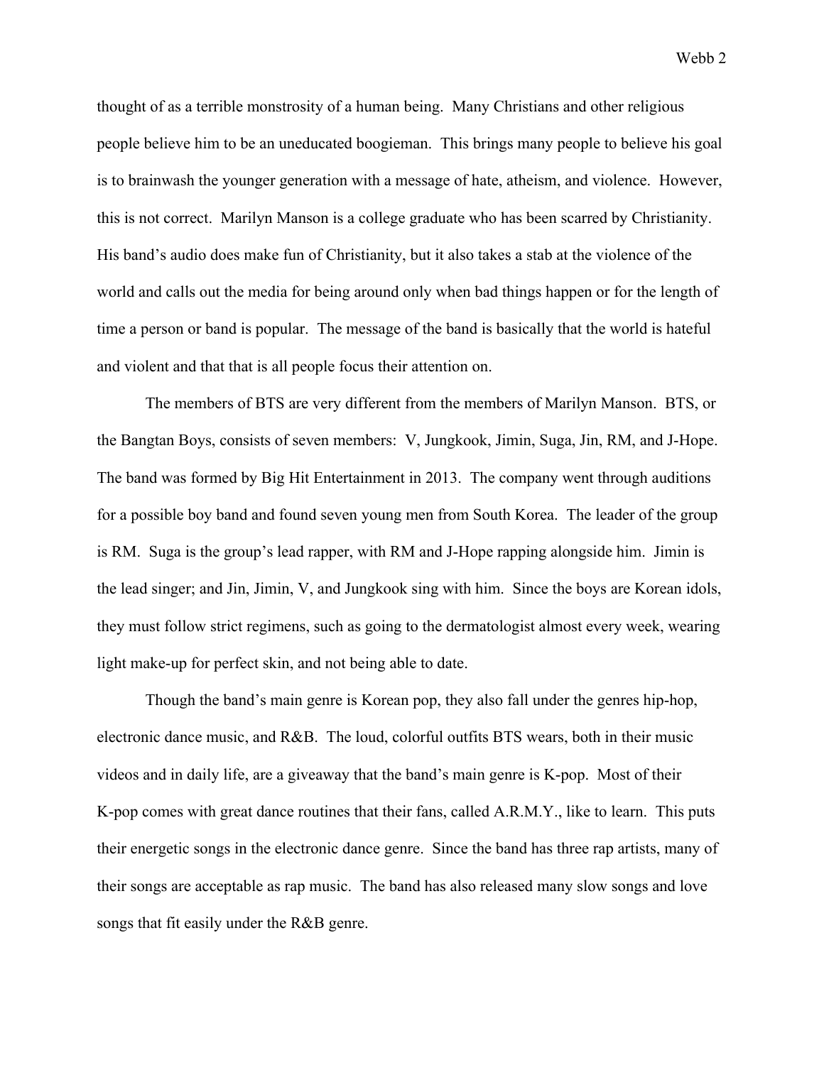thought of as a terrible monstrosity of a human being. Many Christians and other religious people believe him to be an uneducated boogieman. This brings many people to believe his goal is to brainwash the younger generation with a message of hate, atheism, and violence. However, this is not correct. Marilyn Manson is a college graduate who has been scarred by Christianity. His band's audio does make fun of Christianity, but it also takes a stab at the violence of the world and calls out the media for being around only when bad things happen or for the length of time a person or band is popular. The message of the band is basically that the world is hateful and violent and that that is all people focus their attention on.

The members of BTS are very different from the members of Marilyn Manson. BTS, or the Bangtan Boys, consists of seven members: V, Jungkook, Jimin, Suga, Jin, RM, and J-Hope. The band was formed by Big Hit Entertainment in 2013. The company went through auditions for a possible boy band and found seven young men from South Korea. The leader of the group is RM. Suga is the group's lead rapper, with RM and J-Hope rapping alongside him. Jimin is the lead singer; and Jin, Jimin, V, and Jungkook sing with him. Since the boys are Korean idols, they must follow strict regimens, such as going to the dermatologist almost every week, wearing light make-up for perfect skin, and not being able to date.

Though the band's main genre is Korean pop, they also fall under the genres hip-hop, electronic dance music, and R&B. The loud, colorful outfits BTS wears, both in their music videos and in daily life, are a giveaway that the band's main genre is K-pop. Most of their K-pop comes with great dance routines that their fans, called A.R.M.Y., like to learn. This puts their energetic songs in the electronic dance genre. Since the band has three rap artists, many of their songs are acceptable as rap music. The band has also released many slow songs and love songs that fit easily under the R&B genre.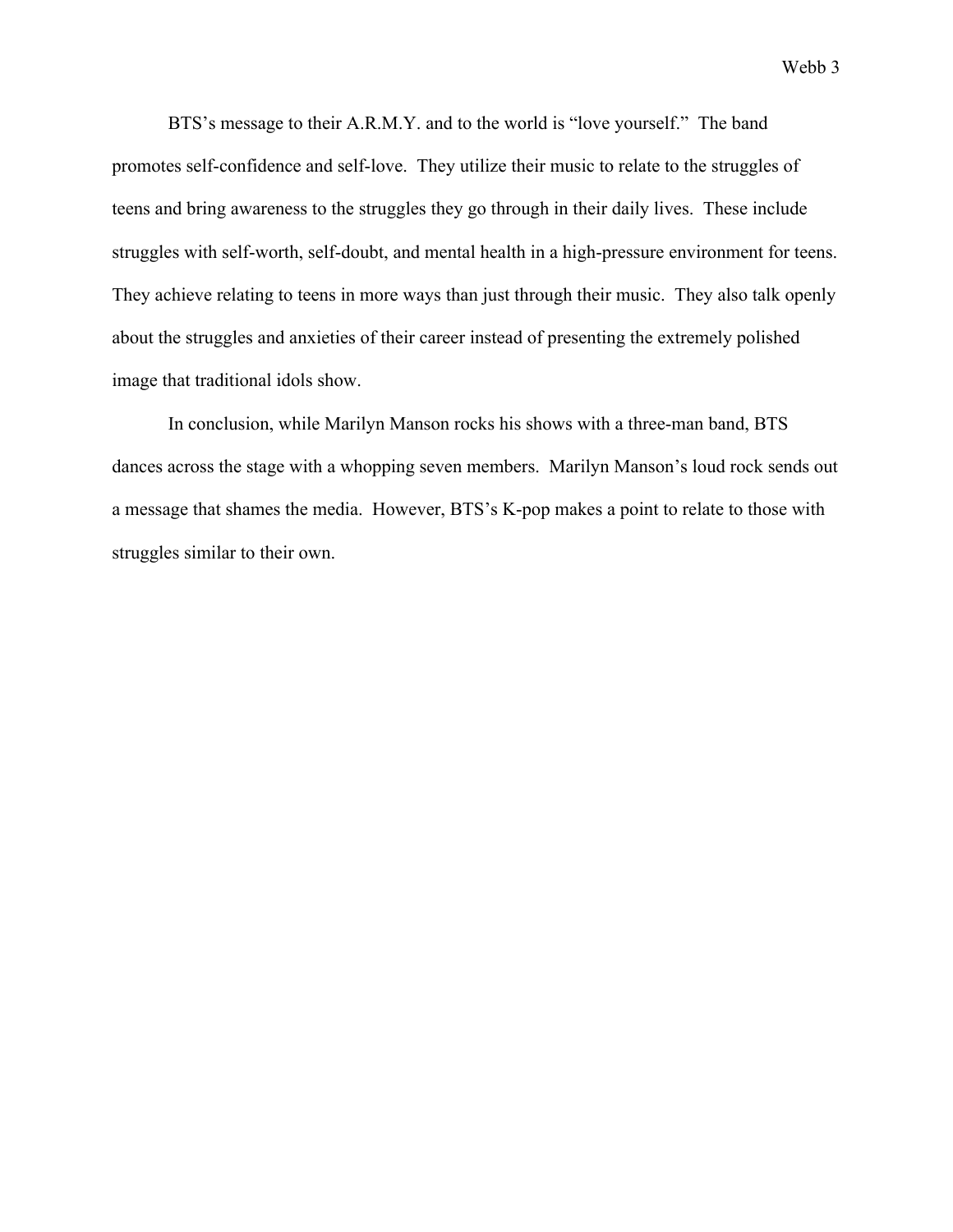BTS's message to their A.R.M.Y. and to the world is "love yourself." The band promotes self-confidence and self-love. They utilize their music to relate to the struggles of teens and bring awareness to the struggles they go through in their daily lives. These include struggles with self-worth, self-doubt, and mental health in a high-pressure environment for teens. They achieve relating to teens in more ways than just through their music. They also talk openly about the struggles and anxieties of their career instead of presenting the extremely polished image that traditional idols show.

In conclusion, while Marilyn Manson rocks his shows with a three-man band, BTS dances across the stage with a whopping seven members. Marilyn Manson's loud rock sends out a message that shames the media. However, BTS's K-pop makes a point to relate to those with struggles similar to their own.